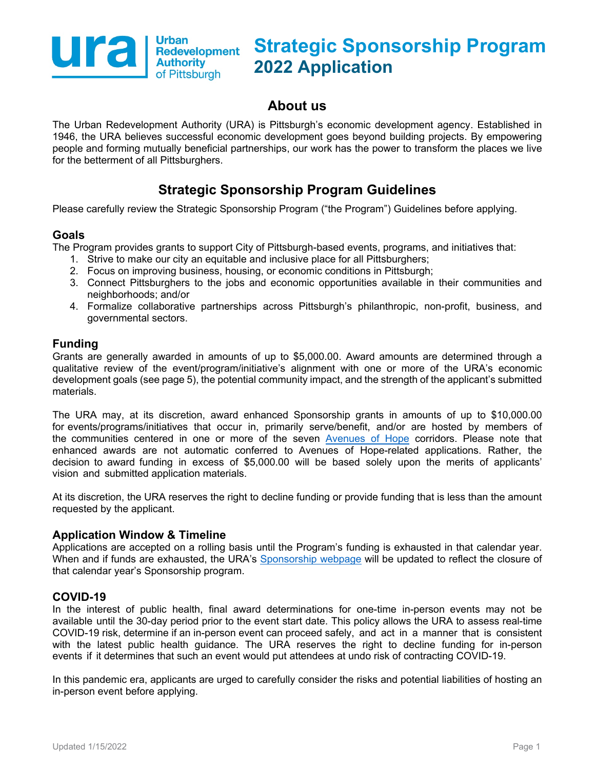# Strategic Sponsorship Program 2022 Application

Urban Redevelopment Authority of Pittsburgh

## About us

The Urban Redevelopment Authority (URA) is Pittsburgh's economic development agency. Established in 1946, the URA believes successful economic development goes beyond building projects. By empowering people and forming mutually beneficial partnerships, our work has the power to transform the places we live for the betterment of all Pittsburghers.

## Strategic Sponsorship Program Guidelines

Please carefully review the Strategic Sponsorship Program ("the Program") Guidelines before applying.

### Goals

The Program provides grants to support City of Pittsburgh-based events, programs, and initiatives that:

1. Strive to make our city an equitable and inclusive place for all Pittsburghers;
2. Focus on improving business, housing, or economic conditions in Pittsburgh;
3. Connect Pittsburghers to the jobs and economic opportunities available in their communities and neighborhoods; and/or
4. Formalize collaborative partnerships across Pittsburgh's philanthropic, non-profit, business, and governmental sectors.

### Funding

Grants are generally awarded in amounts of up to $5,000.00. Award amounts are determined through a qualitative review of the event/program/initiative's alignment with one or more of the URA's economic development goals (see page 5), the potential community impact, and the strength of the applicant's submitted materials.

The URA may, at its discretion, award enhanced Sponsorship grants in amounts of up to $10,000.00 for events/programs/initiatives that occur in, primarily serve/benefit, and/or are hosted by members of the communities centered in one or more of the seven Avenues of Hope corridors. Please note that enhanced awards are not automatic conferred to Avenues of Hope-related applications. Rather, the decision to award funding in excess of $5,000.00 will be based solely upon the merits of applicants' vision and submitted application materials.

At its discretion, the URA reserves the right to decline funding or provide funding that is less than the amount requested by the applicant.

### Application Window & Timeline

Applications are accepted on a rolling basis until the Program's funding is exhausted in that calendar year. When and if funds are exhausted, the URA's Sponsorship webpage will be updated to reflect the closure of that calendar year's Sponsorship program.

### COVID-19

In the interest of public health, final award determinations for one-time in-person events may not be available until the 30-day period prior to the event start date. This policy allows the URA to assess real-time COVID-19 risk, determine if an in-person event can proceed safely, and act in a manner that is consistent with the latest public health guidance. The URA reserves the right to decline funding for in-person events if it determines that such an event would put attendees at undo risk of contracting COVID-19.

In this pandemic era, applicants are urged to carefully consider the risks and potential liabilities of hosting an in-person event before applying.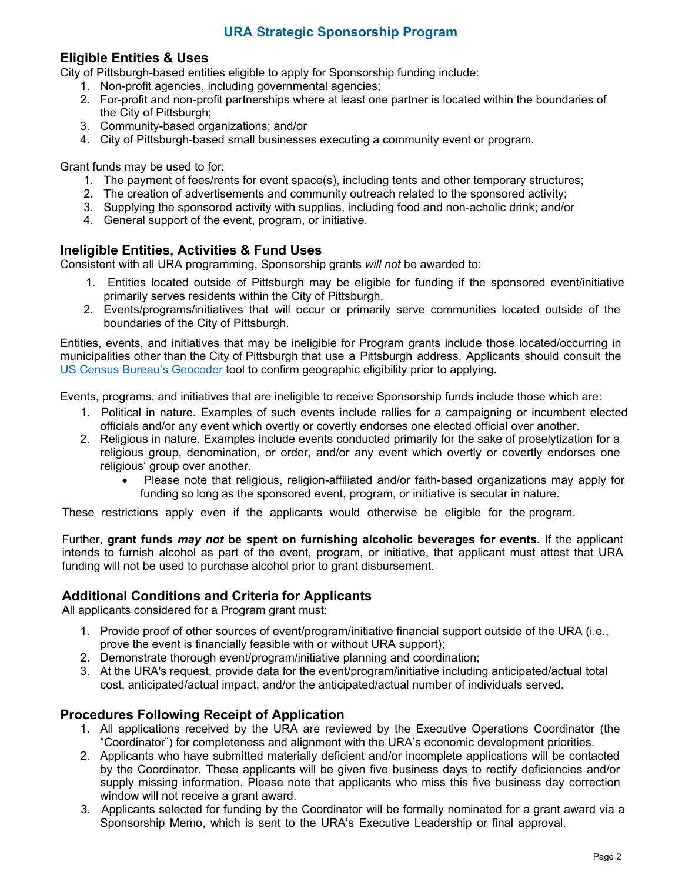## URA Strategic Sponsorship Program

### Eligible Entities & Uses

City of Pittsburgh-based entities eligible to apply for Sponsorship funding include:

1. Non-profit agencies, including governmental agencies;
2. For-profit and non-profit partnerships where at least one partner is located within the boundaries of the City of Pittsburgh;
3. Community-based organizations; and/or
4. City of Pittsburgh-based small businesses executing a community event or program.

Grant funds may be used to for:

1. The payment of fees/rents for event space(s), including tents and other temporary structures;
2. The creation of advertisements and community outreach related to the sponsored activity;
3. Supplying the sponsored activity with supplies, including food and non-acholic drink; and/or
4. General support of the event, program, or initiative.

### Ineligible Entities, Activities & Fund Uses

Consistent with all URA programming, Sponsorship grants *will not* be awarded to:

1. Entities located outside of Pittsburgh may be eligible for funding if the sponsored event/initiative primarily serves residents within the City of Pittsburgh.
2. Events/programs/initiatives that will occur or primarily serve communities located outside of the boundaries of the City of Pittsburgh.

Entities, events, and initiatives that may be ineligible for Program grants include those located/occurring in municipalities other than the City of Pittsburgh that use a Pittsburgh address. Applicants should consult the US Census Bureau's Geocoder tool to confirm geographic eligibility prior to applying.

Events, programs, and initiatives that are ineligible to receive Sponsorship funds include those which are:

1. Political in nature. Examples of such events include rallies for a campaigning or incumbent elected officials and/or any event which overtly or covertly endorses one elected official over another.
2. Religious in nature. Examples include events conducted primarily for the sake of proselytization for a religious group, denomination, or order, and/or any event which overtly or covertly endorses one religious' group over another.
   - Please note that religious, religion-affiliated and/or faith-based organizations may apply for funding so long as the sponsored event, program, or initiative is secular in nature.

These restrictions apply even if the applicants would otherwise be eligible for the program.

Further, **grant funds *may not* be spent on furnishing alcoholic beverages for events.** If the applicant intends to furnish alcohol as part of the event, program, or initiative, that applicant must attest that URA funding will not be used to purchase alcohol prior to grant disbursement.

### Additional Conditions and Criteria for Applicants

All applicants considered for a Program grant must:

1. Provide proof of other sources of event/program/initiative financial support outside of the URA (i.e., prove the event is financially feasible with or without URA support);
2. Demonstrate thorough event/program/initiative planning and coordination;
3. At the URA's request, provide data for the event/program/initiative including anticipated/actual total cost, anticipated/actual impact, and/or the anticipated/actual number of individuals served.

### Procedures Following Receipt of Application

1. All applications received by the URA are reviewed by the Executive Operations Coordinator (the "Coordinator") for completeness and alignment with the URA's economic development priorities.
2. Applicants who have submitted materially deficient and/or incomplete applications will be contacted by the Coordinator. These applicants will be given five business days to rectify deficiencies and/or supply missing information. Please note that applicants who miss this five business day correction window will not receive a grant award.
3. Applicants selected for funding by the Coordinator will be formally nominated for a grant award via a Sponsorship Memo, which is sent to the URA's Executive Leadership or final approval.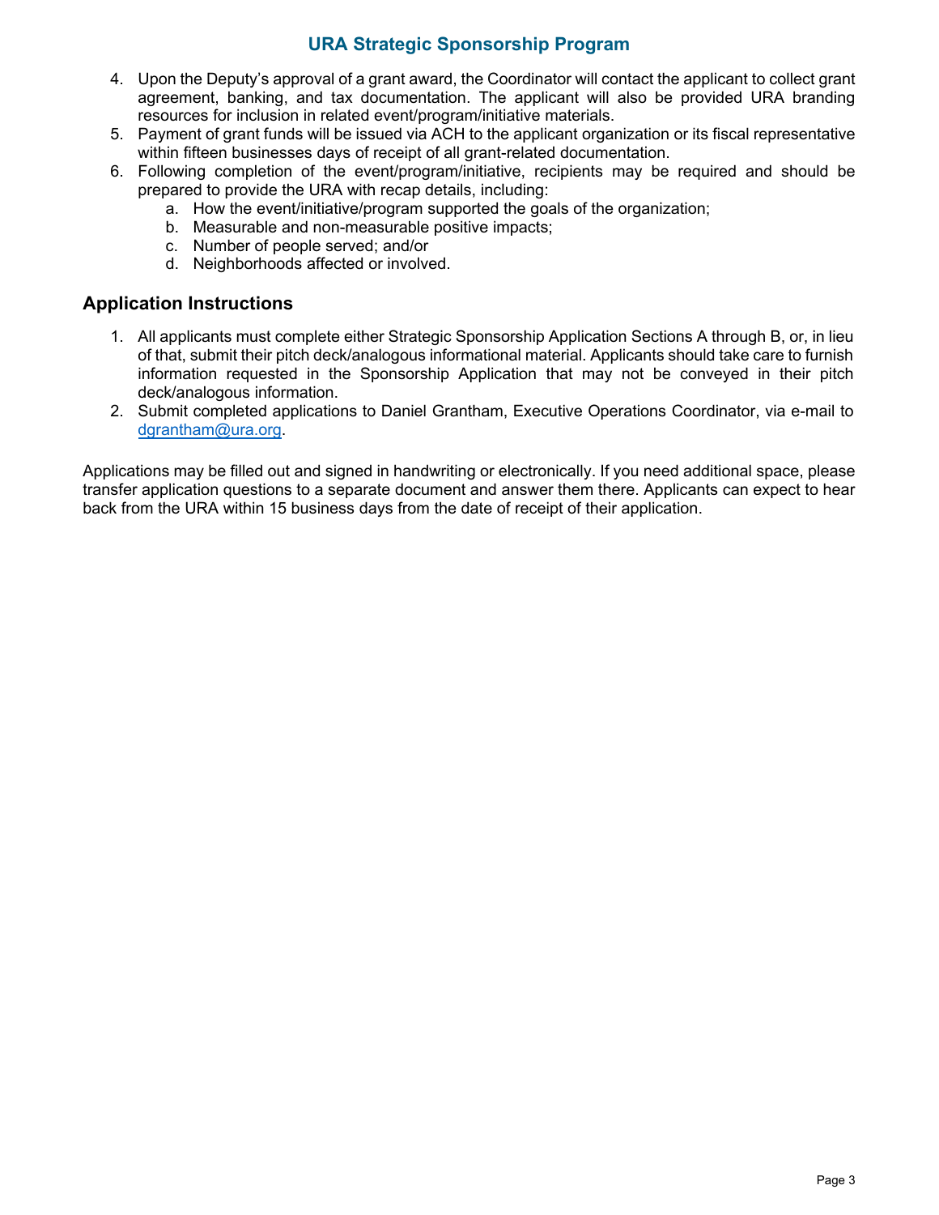4. Upon the Deputy's approval of a grant award, the Coordinator will contact the applicant to collect grant agreement, banking, and tax documentation. The applicant will also be provided URA branding resources for inclusion in related event/program/initiative materials.
5. Payment of grant funds will be issued via ACH to the applicant organization or its fiscal representative within fifteen businesses days of receipt of all grant-related documentation.
6. Following completion of the event/program/initiative, recipients may be required and should be prepared to provide the URA with recap details, including:
   a. How the event/initiative/program supported the goals of the organization;
   b. Measurable and non-measurable positive impacts;
   c. Number of people served; and/or
   d. Neighborhoods affected or involved.

## Application Instructions

1. All applicants must complete either Strategic Sponsorship Application Sections A through B, or, in lieu of that, submit their pitch deck/analogous informational material. Applicants should take care to furnish information requested in the Sponsorship Application that may not be conveyed in their pitch deck/analogous information.
2. Submit completed applications to Daniel Grantham, Executive Operations Coordinator, via e-mail to dgrantham@ura.org.

Applications may be filled out and signed in handwriting or electronically. If you need additional space, please transfer application questions to a separate document and answer them there. Applicants can expect to hear back from the URA within 15 business days from the date of receipt of their application.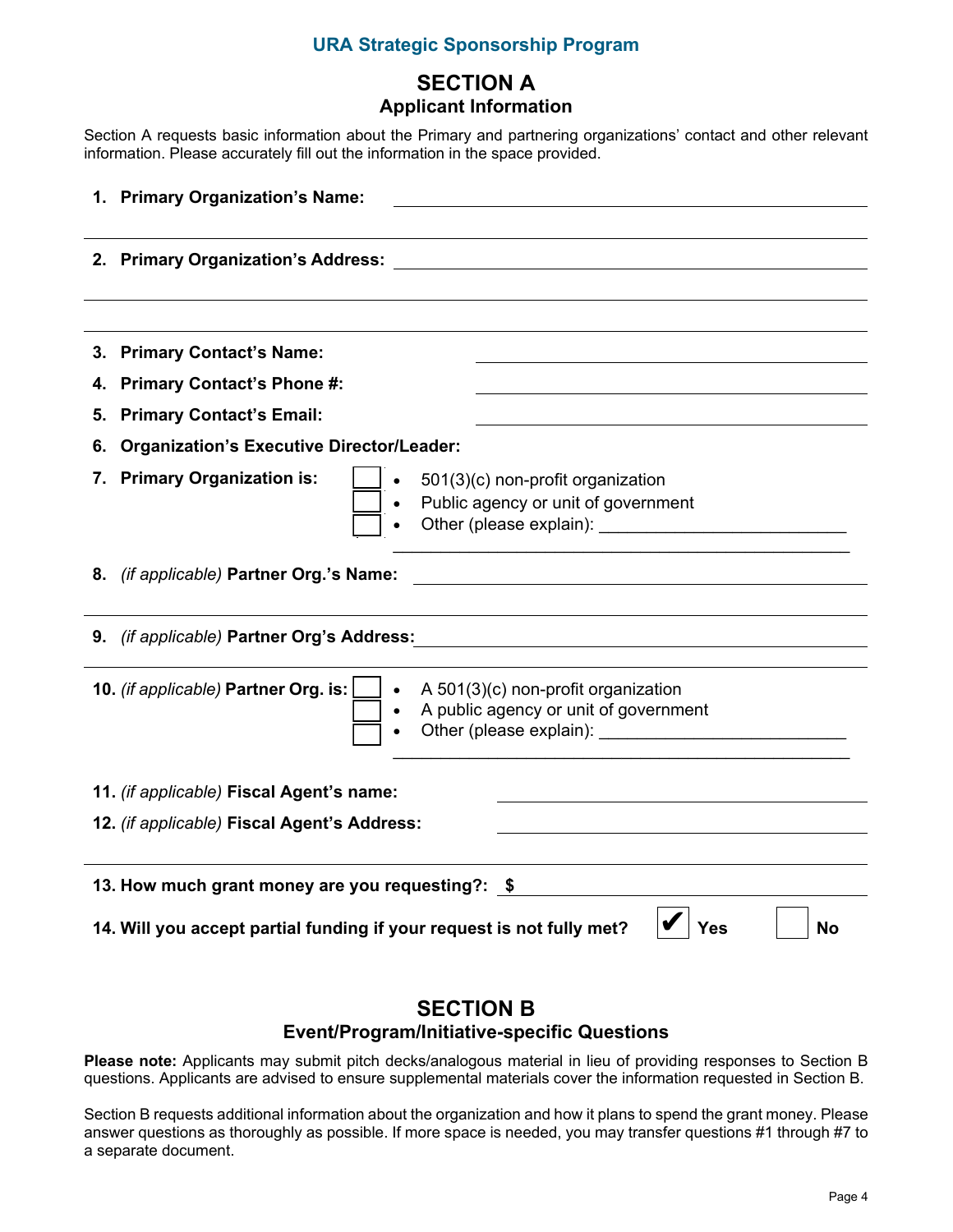URA Strategic Sponsorship Program

# SECTION A
## Applicant Information

Section A requests basic information about the Primary and partnering organizations' contact and other relevant information. Please accurately fill out the information in the space provided.

1. **Primary Organization's Name:** ______________________________

2. **Primary Organization's Address:** ______________________________

3. **Primary Contact's Name:** ______________________________
4. **Primary Contact's Phone #:** ______________________________
5. **Primary Contact's Email:** ______________________________
6. **Organization's Executive Director/Leader:**
7. **Primary Organization is:**
   - ☐ 501(3)(c) non-profit organization
   - ☐ Public agency or unit of government
   - ☐ Other (please explain): ______________________________

8. *(if applicable)* **Partner Org.'s Name:** ______________________________

9. *(if applicable)* **Partner Org's Address:** ______________________________

10. *(if applicable)* **Partner Org. is:**
    - ☐ A 501(3)(c) non-profit organization
    - ☐ A public agency or unit of government
    - ☐ Other (please explain): ______________________________

11. *(if applicable)* **Fiscal Agent's name:** ______________________________
12. *(if applicable)* **Fiscal Agent's Address:** ______________________________

13. **How much grant money are you requesting?: $** ______________________________
14. **Will you accept partial funding if your request is not fully met?** ☑ **Yes** ☐ **No**

# SECTION B
## Event/Program/Initiative-specific Questions

**Please note:** Applicants may submit pitch decks/analogous material in lieu of providing responses to Section B questions. Applicants are advised to ensure supplemental materials cover the information requested in Section B.

Section B requests additional information about the organization and how it plans to spend the grant money. Please answer questions as thoroughly as possible. If more space is needed, you may transfer questions #1 through #7 to a separate document.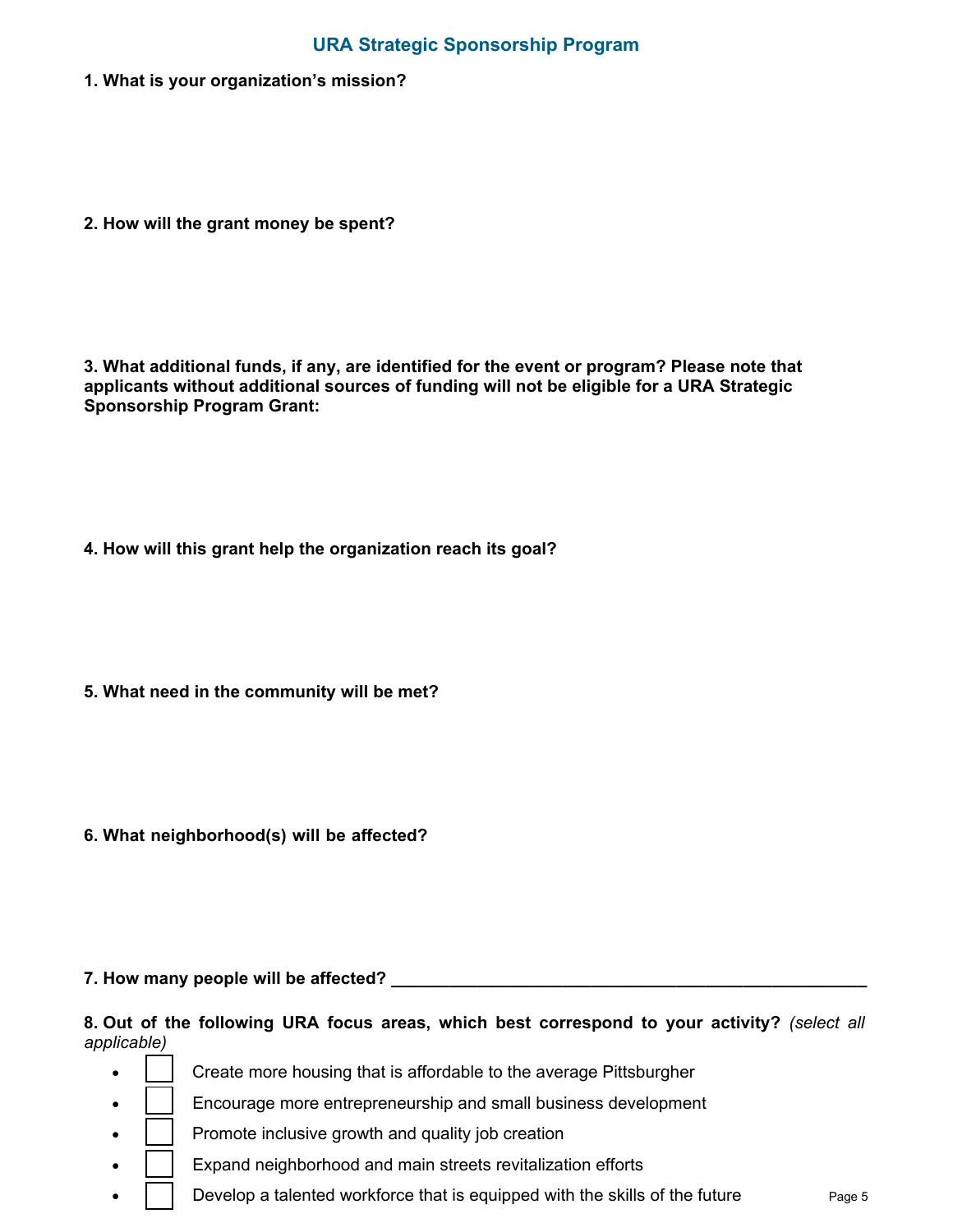## URA Strategic Sponsorship Program

**1. What is your organization's mission?**

**2. How will the grant money be spent?**

**3. What additional funds, if any, are identified for the event or program? Please note that applicants without additional sources of funding will not be eligible for a URA Strategic Sponsorship Program Grant:**

**4. How will this grant help the organization reach its goal?**

**5. What need in the community will be met?**

**6. What neighborhood(s) will be affected?**

**7. How many people will be affected?** ______________________________________________

**8. Out of the following URA focus areas, which best correspond to your activity?** *(select all applicable)*

- ☐ Create more housing that is affordable to the average Pittsburgher
- ☐ Encourage more entrepreneurship and small business development
- ☐ Promote inclusive growth and quality job creation
- ☐ Expand neighborhood and main streets revitalization efforts
- ☐ Develop a talented workforce that is equipped with the skills of the future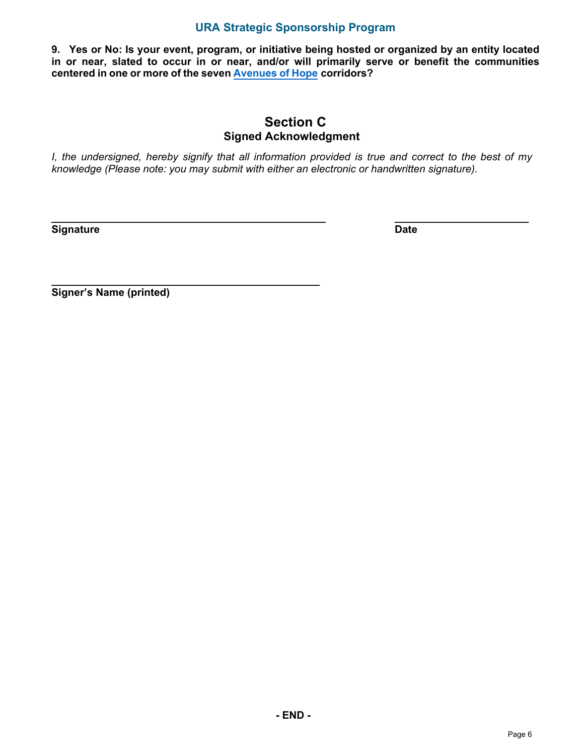**9. Yes or No: Is your event, program, or initiative being hosted or organized by an entity located in or near, slated to occur in or near, and/or will primarily serve or benefit the communities centered in one or more of the seven Avenues of Hope corridors?**

## Section C
### Signed Acknowledgment

*I, the undersigned, hereby signify that all information provided is true and correct to the best of my knowledge (Please note: you may submit with either an electronic or handwritten signature).*

\_\_\_\_\_\_\_\_\_\_\_\_\_\_\_\_\_\_\_\_\_\_\_\_\_\_\_\_\_\_\_\_\_\_\_\_\_\_\_\_\_\_\_\_ \_\_\_\_\_\_\_\_\_\_\_\_\_\_\_\_\_\_\_\_\_\_\_\_
**Signature** **Date**

\_\_\_\_\_\_\_\_\_\_\_\_\_\_\_\_\_\_\_\_\_\_\_\_\_\_\_\_\_\_\_\_\_\_\_\_\_\_\_\_\_\_\_\_
**Signer's Name (printed)**

**- END -**